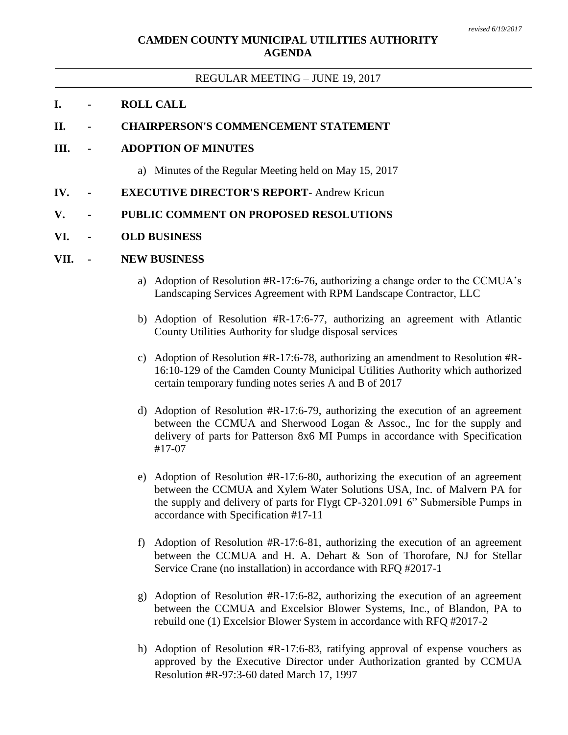*revised 6/19/2017*

# CAMDEN COUNTY MUNICIPAL UTILITIES AUTHORITY AGENDA

REGULAR MEETING – JUNE 19, 2017

**I. - ROLL CALL**

**II. - CHAIRPERSON'S COMMENCEMENT STATEMENT**

**III. - ADOPTION OF MINUTES**

a) Minutes of the Regular Meeting held on May 15, 2017

**IV. - EXECUTIVE DIRECTOR'S REPORT**- Andrew Kricun

**V. - PUBLIC COMMENT ON PROPOSED RESOLUTIONS**

**VI. - OLD BUSINESS**

**VII. - NEW BUSINESS**

a) Adoption of Resolution #R-17:6-76, authorizing a change order to the CCMUA's Landscaping Services Agreement with RPM Landscape Contractor, LLC

b) Adoption of Resolution #R-17:6-77, authorizing an agreement with Atlantic County Utilities Authority for sludge disposal services

c) Adoption of Resolution #R-17:6-78, authorizing an amendment to Resolution #R-16:10-129 of the Camden County Municipal Utilities Authority which authorized certain temporary funding notes series A and B of 2017

d) Adoption of Resolution #R-17:6-79, authorizing the execution of an agreement between the CCMUA and Sherwood Logan & Assoc., Inc for the supply and delivery of parts for Patterson 8x6 MI Pumps in accordance with Specification #17-07

e) Adoption of Resolution #R-17:6-80, authorizing the execution of an agreement between the CCMUA and Xylem Water Solutions USA, Inc. of Malvern PA for the supply and delivery of parts for Flygt CP-3201.091 6" Submersible Pumps in accordance with Specification #17-11

f) Adoption of Resolution #R-17:6-81, authorizing the execution of an agreement between the CCMUA and H. A. Dehart & Son of Thorofare, NJ for Stellar Service Crane (no installation) in accordance with RFQ #2017-1

g) Adoption of Resolution #R-17:6-82, authorizing the execution of an agreement between the CCMUA and Excelsior Blower Systems, Inc., of Blandon, PA to rebuild one (1) Excelsior Blower System in accordance with RFQ #2017-2

h) Adoption of Resolution #R-17:6-83, ratifying approval of expense vouchers as approved by the Executive Director under Authorization granted by CCMUA Resolution #R-97:3-60 dated March 17, 1997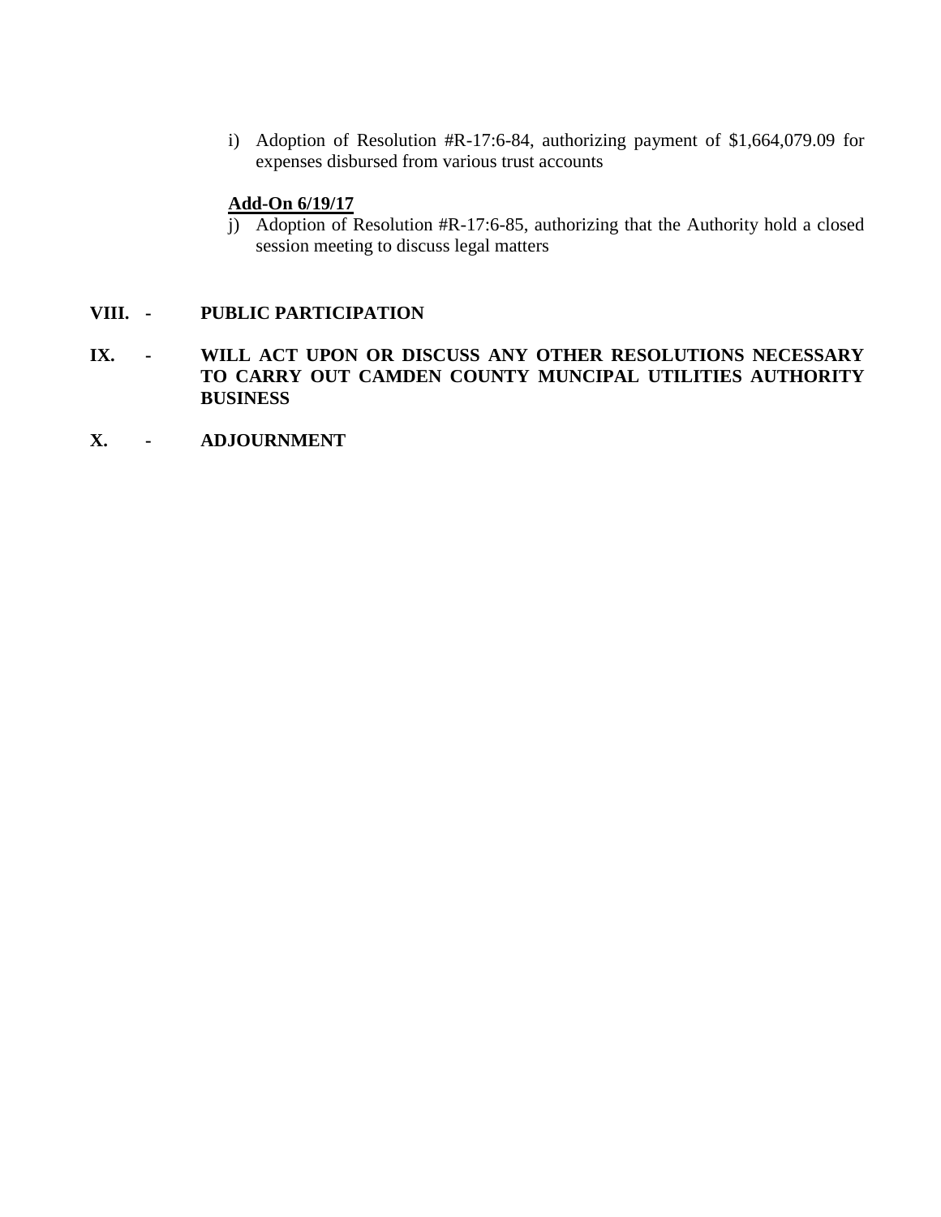i) Adoption of Resolution #R-17:6-84, authorizing payment of $1,664,079.09 for expenses disbursed from various trust accounts

**<u>Add-On 6/19/17</u>**

j) Adoption of Resolution #R-17:6-85, authorizing that the Authority hold a closed session meeting to discuss legal matters

**VIII. - PUBLIC PARTICIPATION**

**IX. - WILL ACT UPON OR DISCUSS ANY OTHER RESOLUTIONS NECESSARY TO CARRY OUT CAMDEN COUNTY MUNCIPAL UTILITIES AUTHORITY BUSINESS**

**X. - ADJOURNMENT**